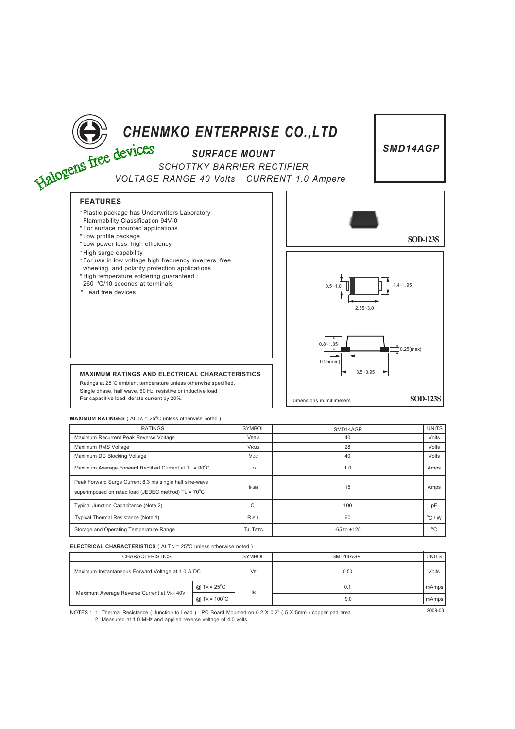# CHENMKO ENTERPRISE CO.,LTD

Halogens free devices

**SMD14AGP**

## SURFACE MOUNT

SCHOTTKY BARRIER RECTIFIER

VOLTAGE RANGE 40 Volts CURRENT 1.0 Ampere

### FEATURES

- *Plastic package has Underwriters Laboratory Flammability Classification 94V-0
- *For surface mounted applications
- *Low profile package
- *Low power loss, high efficiency
- *High surge capability
- *For use in low voltage high frequency inverters, free wheeling, and polarity protection applications
- *High temperature soldering guaranteed : 260 °C/10 seconds at terminals
- * Lead free devices

SOD-123S

0.5~1.0
1.4~1.95
2.55~3.0
0.8~1.35
0.25(max)
0.25(min)
3.5~3.95

Dimensions in millimeters

SOD-123S

### MAXIMUM RATINGS AND ELECTRICAL CHARACTERISTICS

Ratings at 25°C ambient temperature unless otherwise specified.
Single phase, half wave, 60 Hz, resistive or inductive load.
For capacitive load, derate current by 20%.

**MAXIMUM RATINGES** ( At $T_A$ = 25°C unless otherwise noted )

| RATINGS | SYMBOL | SMD14AGP | UNITS |
|---|---|---|---|
| Maximum Recurrent Peak Reverse Voltage | $V_{RRM}$ | 40 | Volts |
| Maximum RMS Voltage | $V_{RMS}$ | 28 | Volts |
| Maximum DC Blocking Voltage | $V_{DC}$ | 40 | Volts |
| Maximum Average Forward Rectified Current at $T_L$ = 90°C | $I_O$ | 1.0 | Amps |
| Peak Forward Surge Current 8.3 ms single half sine-wave superimposed on rated load (JEDEC method) $T_L$ = 70°C | $I_{FSM}$ | 15 | Amps |
| Typical Junction Capacitance (Note 2) | $C_J$ | 100 | pF |
| Typical Thermal Resistance (Note 1) | $R_{\theta JL}$ | 60 | °C / W |
| Storage and Operating Temperature Range | $T_J$, $T_{STG}$ | -65 to +125 | °C |

**ELECTRICAL CHARACTERISTICS** ( At $T_A$ = 25°C unless otherwise noted )

| CHARACTERISTICS | | SYMBOL | SMD14AGP | UNITS |
|---|---|---|---|---|
| Maximum Instantaneous Forward Voltage at 1.0 A DC | | $V_F$ | 0.50 | Volts |
| Maximum Average Reverse Current at $V_R$= 40V | @ $T_A$ = 25°C | $I_R$ | 0.1 | mAmps |
| | @ $T_A$ = 100°C | | 9.0 | mAmps |

NOTES : 1. Thermal Resistance ( Junction to Lead ) : PC Board Mounted on 0.2 X 0.2" ( 5 X 5mm ) copper pad area.
2. Measured at 1.0 MHz and applied reverse voltage of 4.0 volts

2009-03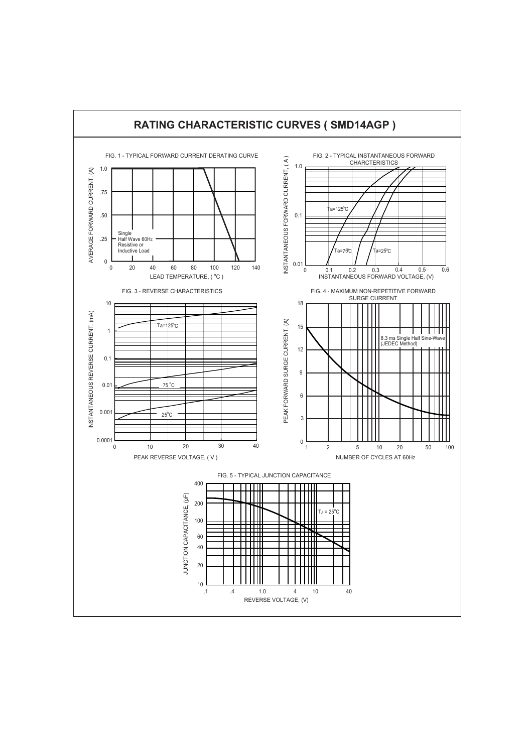# RATING CHARACTERISTIC CURVES ( SMD14AGP )

FIG. 1 - TYPICAL FORWARD CURRENT DERATING CURVE

AVERAGE FORWARD CURRENT, (A)

1.0
.75
.50
.25
0

Single
Half Wave 60Hz
Resistive or
Inductive Load

0 20 40 60 80 100 120 140

LEAD TEMPERATURE, ( °C )

FIG. 2 - TYPICAL INSTANTANEOUS FORWARD CHARCTERISTICS

INSTANTANEOUS FORWARD CURRENT, ( A )

1.0
0.1
0.01

Ta=125°C
Ta=75°C
Ta=25°C

0 0.1 0.2 0.3 0.4 0.5 0.6

INSTANTANEOUS FORWARD VOLTAGE, (V)

FIG. 3 - REVERSE CHARACTERISTICS

INSTANTANEOUS REVERSE CURRENT, (mA)

10
1
0.1
0.01
0.001
0.0001

Ta=125°C
75 °C
25°C

0 10 20 30 40

PEAK REVERSE VOLTAGE, ( V )

FIG. 4 - MAXIMUM NON-REPETITIVE FORWARD SURGE CURRENT

PEAK FORWARD SURGE CURRENT, (A)

18
15
12
9
6
3
0

8.3 ms Single Half Sine-Wave
(JEDEC Method)

1 2 5 10 20 50 100

NUMBER OF CYCLES AT 60Hz

FIG. 5 - TYPICAL JUNCTION CAPACITANCE

JUNCTION CAPACITANCE, (pF)

400
200
100
60
40
20
10

$T_J$ = 25°C

.1 .4 1.0 4 10 40

REVERSE VOLTAGE, (V)